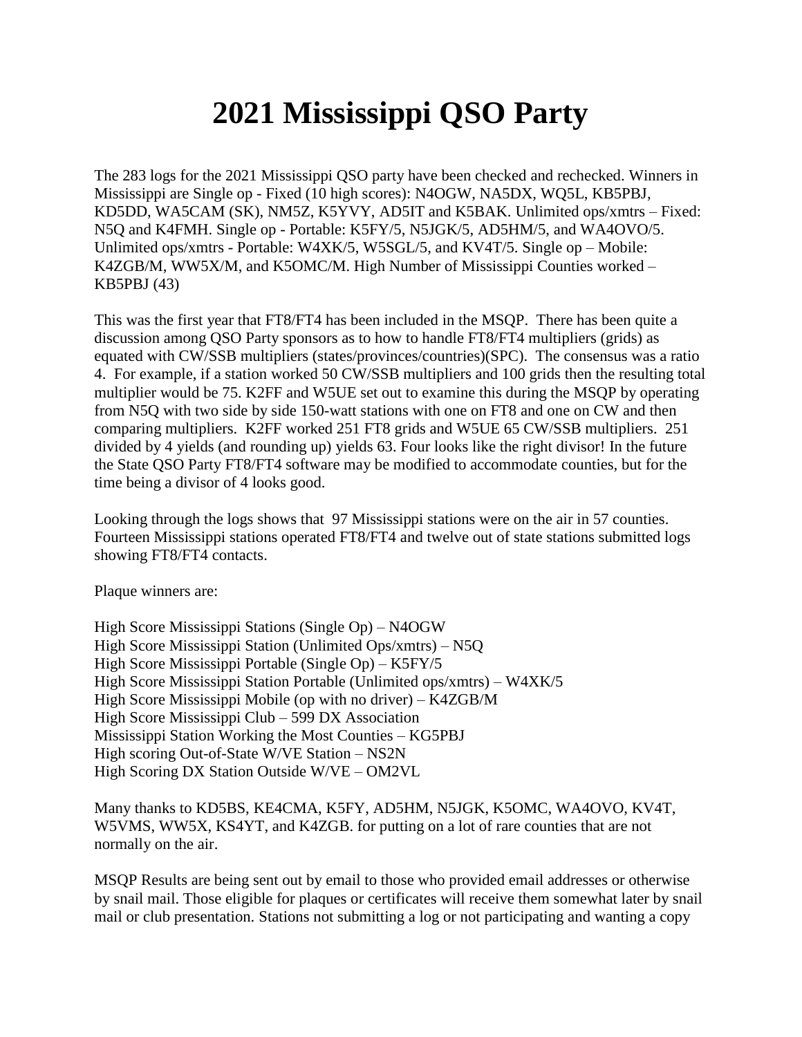# 2021 Mississippi QSO Party

The 283 logs for the 2021 Mississippi QSO party have been checked and rechecked. Winners in Mississippi are Single op - Fixed (10 high scores): N4OGW, NA5DX, WQ5L, KB5PBJ, KD5DD, WA5CAM (SK), NM5Z, K5YVY, AD5IT and K5BAK. Unlimited ops/xmtrs – Fixed: N5Q and K4FMH. Single op - Portable: K5FY/5, N5JGK/5, AD5HM/5, and WA4OVO/5. Unlimited ops/xmtrs - Portable: W4XK/5, W5SGL/5, and KV4T/5. Single op – Mobile: K4ZGB/M, WW5X/M, and K5OMC/M. High Number of Mississippi Counties worked – KB5PBJ (43)

This was the first year that FT8/FT4 has been included in the MSQP. There has been quite a discussion among QSO Party sponsors as to how to handle FT8/FT4 multipliers (grids) as equated with CW/SSB multipliers (states/provinces/countries)(SPC). The consensus was a ratio 4. For example, if a station worked 50 CW/SSB multipliers and 100 grids then the resulting total multiplier would be 75. K2FF and W5UE set out to examine this during the MSQP by operating from N5Q with two side by side 150-watt stations with one on FT8 and one on CW and then comparing multipliers. K2FF worked 251 FT8 grids and W5UE 65 CW/SSB multipliers. 251 divided by 4 yields (and rounding up) yields 63. Four looks like the right divisor! In the future the State QSO Party FT8/FT4 software may be modified to accommodate counties, but for the time being a divisor of 4 looks good.

Looking through the logs shows that 97 Mississippi stations were on the air in 57 counties. Fourteen Mississippi stations operated FT8/FT4 and twelve out of state stations submitted logs showing FT8/FT4 contacts.

Plaque winners are:

High Score Mississippi Stations (Single Op) – N4OGW
High Score Mississippi Station (Unlimited Ops/xmtrs) – N5Q
High Score Mississippi Portable (Single Op) – K5FY/5
High Score Mississippi Station Portable (Unlimited ops/xmtrs) – W4XK/5
High Score Mississippi Mobile (op with no driver) – K4ZGB/M
High Score Mississippi Club – 599 DX Association
Mississippi Station Working the Most Counties – KG5PBJ
High scoring Out-of-State W/VE Station – NS2N
High Scoring DX Station Outside W/VE – OM2VL

Many thanks to KD5BS, KE4CMA, K5FY, AD5HM, N5JGK, K5OMC, WA4OVO, KV4T, W5VMS, WW5X, KS4YT, and K4ZGB. for putting on a lot of rare counties that are not normally on the air.

MSQP Results are being sent out by email to those who provided email addresses or otherwise by snail mail. Those eligible for plaques or certificates will receive them somewhat later by snail mail or club presentation. Stations not submitting a log or not participating and wanting a copy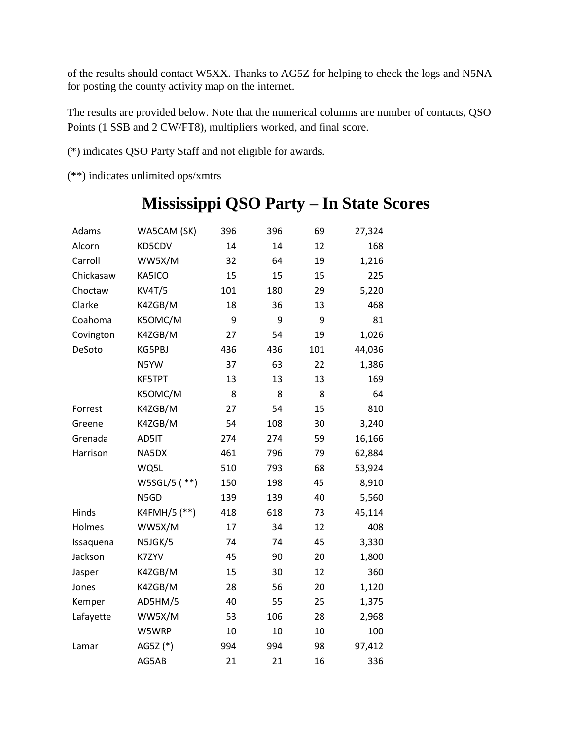of the results should contact W5XX. Thanks to AG5Z for helping to check the logs and N5NA for posting the county activity map on the internet.

The results are provided below. Note that the numerical columns are number of contacts, QSO Points (1 SSB and 2 CW/FT8), multipliers worked, and final score.

(*) indicates QSO Party Staff and not eligible for awards.

(**) indicates unlimited ops/xmtrs

# Mississippi QSO Party – In State Scores

| | | | | | |
|---|---|---|---|---|---|
| Adams | WA5CAM (SK) | 396 | 396 | 69 | 27,324 |
| Alcorn | KD5CDV | 14 | 14 | 12 | 168 |
| Carroll | WW5X/M | 32 | 64 | 19 | 1,216 |
| Chickasaw | KA5ICO | 15 | 15 | 15 | 225 |
| Choctaw | KV4T/5 | 101 | 180 | 29 | 5,220 |
| Clarke | K4ZGB/M | 18 | 36 | 13 | 468 |
| Coahoma | K5OMC/M | 9 | 9 | 9 | 81 |
| Covington | K4ZGB/M | 27 | 54 | 19 | 1,026 |
| DeSoto | KG5PBJ | 436 | 436 | 101 | 44,036 |
| | N5YW | 37 | 63 | 22 | 1,386 |
| | KF5TPT | 13 | 13 | 13 | 169 |
| | K5OMC/M | 8 | 8 | 8 | 64 |
| Forrest | K4ZGB/M | 27 | 54 | 15 | 810 |
| Greene | K4ZGB/M | 54 | 108 | 30 | 3,240 |
| Grenada | AD5IT | 274 | 274 | 59 | 16,166 |
| Harrison | NA5DX | 461 | 796 | 79 | 62,884 |
| | WQ5L | 510 | 793 | 68 | 53,924 |
| | W5SGL/5 ( **) | 150 | 198 | 45 | 8,910 |
| | N5GD | 139 | 139 | 40 | 5,560 |
| Hinds | K4FMH/5 (**) | 418 | 618 | 73 | 45,114 |
| Holmes | WW5X/M | 17 | 34 | 12 | 408 |
| Issaquena | N5JGK/5 | 74 | 74 | 45 | 3,330 |
| Jackson | K7ZYV | 45 | 90 | 20 | 1,800 |
| Jasper | K4ZGB/M | 15 | 30 | 12 | 360 |
| Jones | K4ZGB/M | 28 | 56 | 20 | 1,120 |
| Kemper | AD5HM/5 | 40 | 55 | 25 | 1,375 |
| Lafayette | WW5X/M | 53 | 106 | 28 | 2,968 |
| | W5WRP | 10 | 10 | 10 | 100 |
| Lamar | AG5Z (*) | 994 | 994 | 98 | 97,412 |
| | AG5AB | 21 | 21 | 16 | 336 |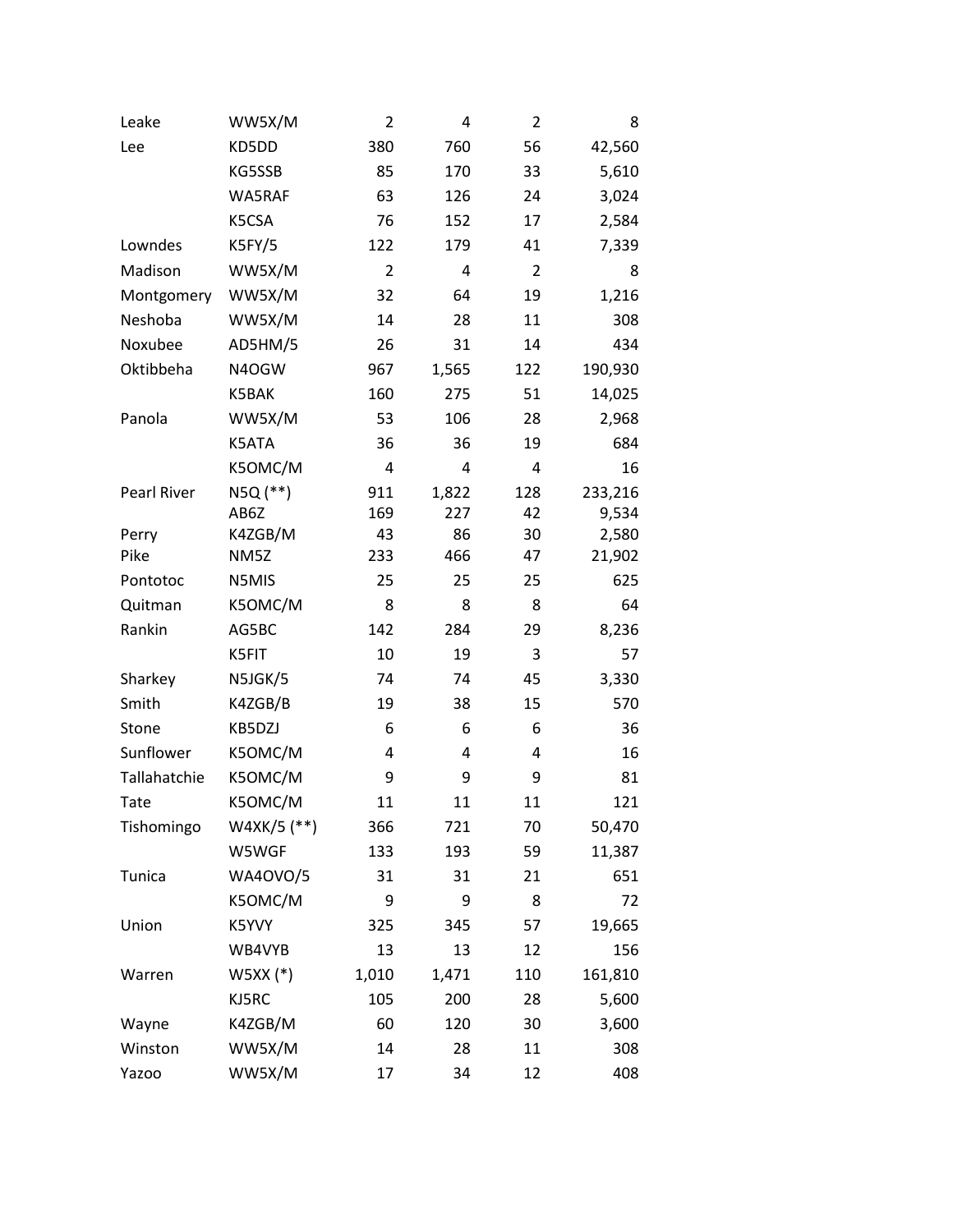| | | | | | |
|---|---|---|---|---|---|
| Leake | WW5X/M | 2 | 4 | 2 | 8 |
| Lee | KD5DD | 380 | 760 | 56 | 42,560 |
| | KG5SSB | 85 | 170 | 33 | 5,610 |
| | WA5RAF | 63 | 126 | 24 | 3,024 |
| | K5CSA | 76 | 152 | 17 | 2,584 |
| Lowndes | K5FY/5 | 122 | 179 | 41 | 7,339 |
| Madison | WW5X/M | 2 | 4 | 2 | 8 |
| Montgomery | WW5X/M | 32 | 64 | 19 | 1,216 |
| Neshoba | WW5X/M | 14 | 28 | 11 | 308 |
| Noxubee | AD5HM/5 | 26 | 31 | 14 | 434 |
| Oktibbeha | N4OGW | 967 | 1,565 | 122 | 190,930 |
| | K5BAK | 160 | 275 | 51 | 14,025 |
| Panola | WW5X/M | 53 | 106 | 28 | 2,968 |
| | K5ATA | 36 | 36 | 19 | 684 |
| | K5OMC/M | 4 | 4 | 4 | 16 |
| Pearl River | N5Q (**) | 911 | 1,822 | 128 | 233,216 |
| | AB6Z | 169 | 227 | 42 | 9,534 |
| Perry | K4ZGB/M | 43 | 86 | 30 | 2,580 |
| Pike | NM5Z | 233 | 466 | 47 | 21,902 |
| Pontotoc | N5MIS | 25 | 25 | 25 | 625 |
| Quitman | K5OMC/M | 8 | 8 | 8 | 64 |
| Rankin | AG5BC | 142 | 284 | 29 | 8,236 |
| | K5FIT | 10 | 19 | 3 | 57 |
| Sharkey | N5JGK/5 | 74 | 74 | 45 | 3,330 |
| Smith | K4ZGB/B | 19 | 38 | 15 | 570 |
| Stone | KB5DZJ | 6 | 6 | 6 | 36 |
| Sunflower | K5OMC/M | 4 | 4 | 4 | 16 |
| Tallahatchie | K5OMC/M | 9 | 9 | 9 | 81 |
| Tate | K5OMC/M | 11 | 11 | 11 | 121 |
| Tishomingo | W4XK/5 (**) | 366 | 721 | 70 | 50,470 |
| | W5WGF | 133 | 193 | 59 | 11,387 |
| Tunica | WA4OVO/5 | 31 | 31 | 21 | 651 |
| | K5OMC/M | 9 | 9 | 8 | 72 |
| Union | K5YVY | 325 | 345 | 57 | 19,665 |
| | WB4VYB | 13 | 13 | 12 | 156 |
| Warren | W5XX (*) | 1,010 | 1,471 | 110 | 161,810 |
| | KJ5RC | 105 | 200 | 28 | 5,600 |
| Wayne | K4ZGB/M | 60 | 120 | 30 | 3,600 |
| Winston | WW5X/M | 14 | 28 | 11 | 308 |
| Yazoo | WW5X/M | 17 | 34 | 12 | 408 |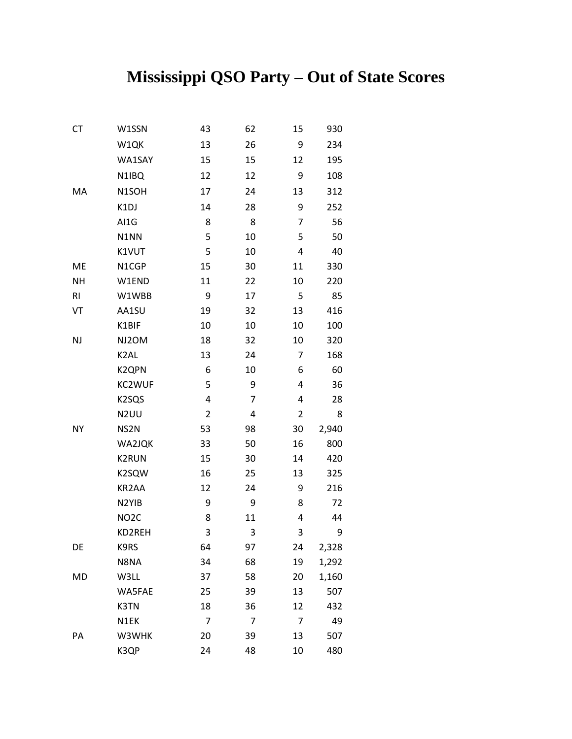# Mississippi QSO Party – Out of State Scores

| | | | | | |
|---|---|---|---|---|---|
| CT | W1SSN | 43 | 62 | 15 | 930 |
| | W1QK | 13 | 26 | 9 | 234 |
| | WA1SAY | 15 | 15 | 12 | 195 |
| | N1IBQ | 12 | 12 | 9 | 108 |
| MA | N1SOH | 17 | 24 | 13 | 312 |
| | K1DJ | 14 | 28 | 9 | 252 |
| | AI1G | 8 | 8 | 7 | 56 |
| | N1NN | 5 | 10 | 5 | 50 |
| | K1VUT | 5 | 10 | 4 | 40 |
| ME | N1CGP | 15 | 30 | 11 | 330 |
| NH | W1END | 11 | 22 | 10 | 220 |
| RI | W1WBB | 9 | 17 | 5 | 85 |
| VT | AA1SU | 19 | 32 | 13 | 416 |
| | K1BIF | 10 | 10 | 10 | 100 |
| NJ | NJ2OM | 18 | 32 | 10 | 320 |
| | K2AL | 13 | 24 | 7 | 168 |
| | K2QPN | 6 | 10 | 6 | 60 |
| | KC2WUF | 5 | 9 | 4 | 36 |
| | K2SQS | 4 | 7 | 4 | 28 |
| | N2UU | 2 | 4 | 2 | 8 |
| NY | NS2N | 53 | 98 | 30 | 2,940 |
| | WA2JQK | 33 | 50 | 16 | 800 |
| | K2RUN | 15 | 30 | 14 | 420 |
| | K2SQW | 16 | 25 | 13 | 325 |
| | KR2AA | 12 | 24 | 9 | 216 |
| | N2YIB | 9 | 9 | 8 | 72 |
| | NO2C | 8 | 11 | 4 | 44 |
| | KD2REH | 3 | 3 | 3 | 9 |
| DE | K9RS | 64 | 97 | 24 | 2,328 |
| | N8NA | 34 | 68 | 19 | 1,292 |
| MD | W3LL | 37 | 58 | 20 | 1,160 |
| | WA5FAE | 25 | 39 | 13 | 507 |
| | K3TN | 18 | 36 | 12 | 432 |
| | N1EK | 7 | 7 | 7 | 49 |
| PA | W3WHK | 20 | 39 | 13 | 507 |
| | K3QP | 24 | 48 | 10 | 480 |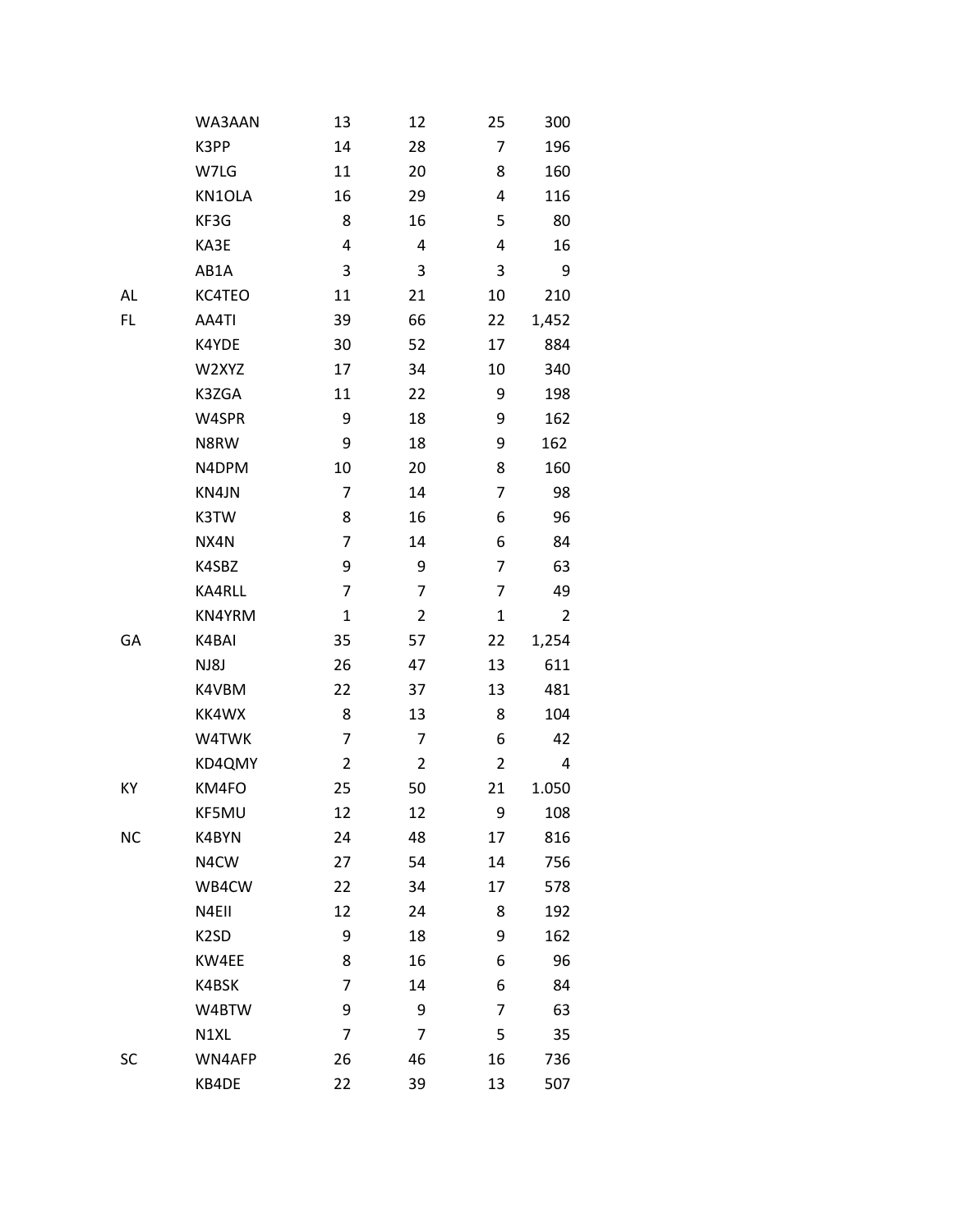| | | | | | |
|---|---|---|---|---|---|
| | WA3AAN | 13 | 12 | 25 | 300 |
| | K3PP | 14 | 28 | 7 | 196 |
| | W7LG | 11 | 20 | 8 | 160 |
| | KN1OLA | 16 | 29 | 4 | 116 |
| | KF3G | 8 | 16 | 5 | 80 |
| | KA3E | 4 | 4 | 4 | 16 |
| | AB1A | 3 | 3 | 3 | 9 |
| AL | KC4TEO | 11 | 21 | 10 | 210 |
| FL | AA4TI | 39 | 66 | 22 | 1,452 |
| | K4YDE | 30 | 52 | 17 | 884 |
| | W2XYZ | 17 | 34 | 10 | 340 |
| | K3ZGA | 11 | 22 | 9 | 198 |
| | W4SPR | 9 | 18 | 9 | 162 |
| | N8RW | 9 | 18 | 9 | 162 |
| | N4DPM | 10 | 20 | 8 | 160 |
| | KN4JN | 7 | 14 | 7 | 98 |
| | K3TW | 8 | 16 | 6 | 96 |
| | NX4N | 7 | 14 | 6 | 84 |
| | K4SBZ | 9 | 9 | 7 | 63 |
| | KA4RLL | 7 | 7 | 7 | 49 |
| | KN4YRM | 1 | 2 | 1 | 2 |
| GA | K4BAI | 35 | 57 | 22 | 1,254 |
| | NJ8J | 26 | 47 | 13 | 611 |
| | K4VBM | 22 | 37 | 13 | 481 |
| | KK4WX | 8 | 13 | 8 | 104 |
| | W4TWK | 7 | 7 | 6 | 42 |
| | KD4QMY | 2 | 2 | 2 | 4 |
| KY | KM4FO | 25 | 50 | 21 | 1.050 |
| | KF5MU | 12 | 12 | 9 | 108 |
| NC | K4BYN | 24 | 48 | 17 | 816 |
| | N4CW | 27 | 54 | 14 | 756 |
| | WB4CW | 22 | 34 | 17 | 578 |
| | N4EII | 12 | 24 | 8 | 192 |
| | K2SD | 9 | 18 | 9 | 162 |
| | KW4EE | 8 | 16 | 6 | 96 |
| | K4BSK | 7 | 14 | 6 | 84 |
| | W4BTW | 9 | 9 | 7 | 63 |
| | N1XL | 7 | 7 | 5 | 35 |
| SC | WN4AFP | 26 | 46 | 16 | 736 |
| | KB4DE | 22 | 39 | 13 | 507 |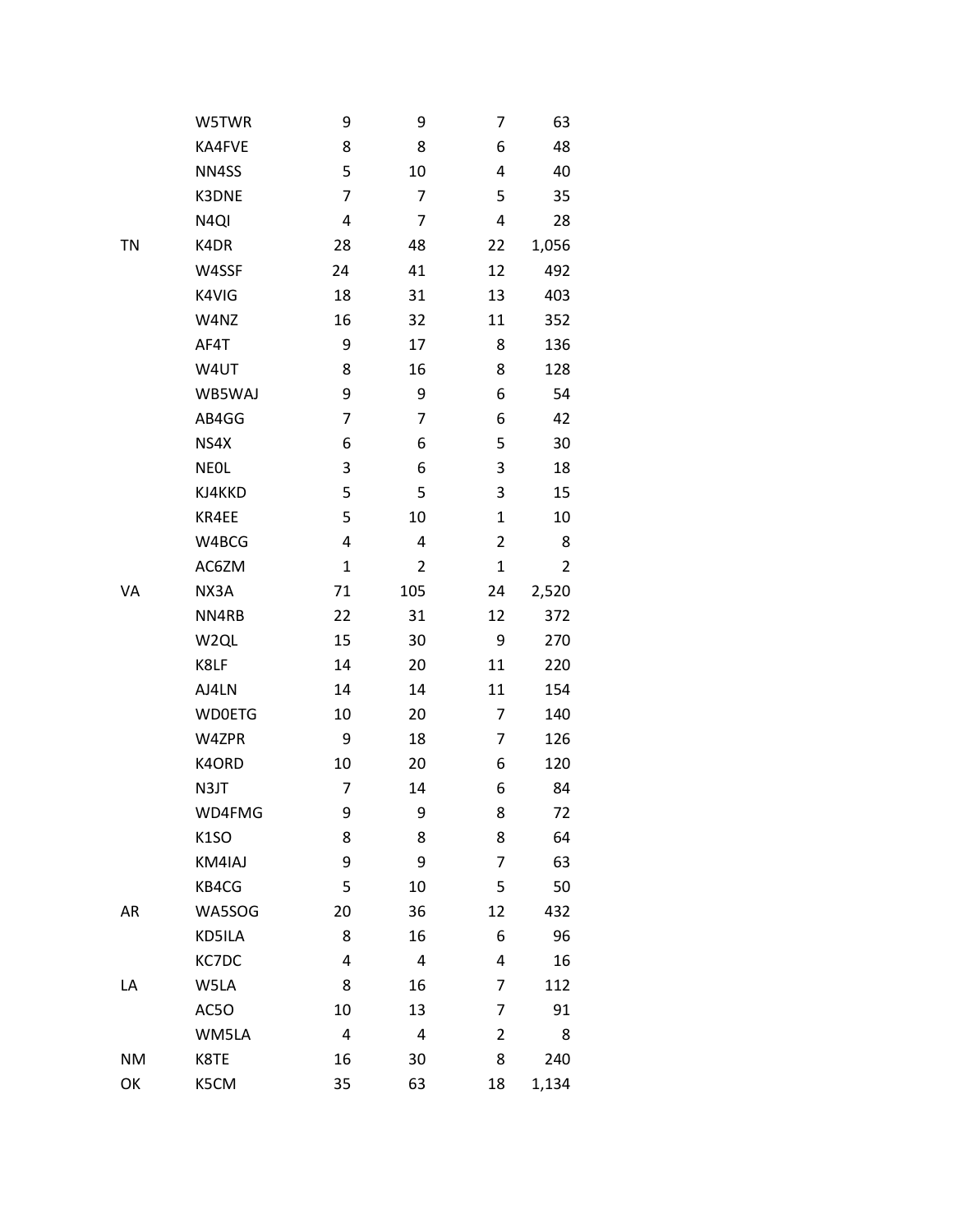| | | | | | |
|---|---|---|---|---|---|
| | W5TWR | 9 | 9 | 7 | 63 |
| | KA4FVE | 8 | 8 | 6 | 48 |
| | NN4SS | 5 | 10 | 4 | 40 |
| | K3DNE | 7 | 7 | 5 | 35 |
| | N4QI | 4 | 7 | 4 | 28 |
| TN | K4DR | 28 | 48 | 22 | 1,056 |
| | W4SSF | 24 | 41 | 12 | 492 |
| | K4VIG | 18 | 31 | 13 | 403 |
| | W4NZ | 16 | 32 | 11 | 352 |
| | AF4T | 9 | 17 | 8 | 136 |
| | W4UT | 8 | 16 | 8 | 128 |
| | WB5WAJ | 9 | 9 | 6 | 54 |
| | AB4GG | 7 | 7 | 6 | 42 |
| | NS4X | 6 | 6 | 5 | 30 |
| | NE0L | 3 | 6 | 3 | 18 |
| | KJ4KKD | 5 | 5 | 3 | 15 |
| | KR4EE | 5 | 10 | 1 | 10 |
| | W4BCG | 4 | 4 | 2 | 8 |
| | AC6ZM | 1 | 2 | 1 | 2 |
| VA | NX3A | 71 | 105 | 24 | 2,520 |
| | NN4RB | 22 | 31 | 12 | 372 |
| | W2QL | 15 | 30 | 9 | 270 |
| | K8LF | 14 | 20 | 11 | 220 |
| | AJ4LN | 14 | 14 | 11 | 154 |
| | WD0ETG | 10 | 20 | 7 | 140 |
| | W4ZPR | 9 | 18 | 7 | 126 |
| | K4ORD | 10 | 20 | 6 | 120 |
| | N3JT | 7 | 14 | 6 | 84 |
| | WD4FMG | 9 | 9 | 8 | 72 |
| | K1SO | 8 | 8 | 8 | 64 |
| | KM4IAJ | 9 | 9 | 7 | 63 |
| | KB4CG | 5 | 10 | 5 | 50 |
| AR | WA5SOG | 20 | 36 | 12 | 432 |
| | KD5ILA | 8 | 16 | 6 | 96 |
| | KC7DC | 4 | 4 | 4 | 16 |
| LA | W5LA | 8 | 16 | 7 | 112 |
| | AC5O | 10 | 13 | 7 | 91 |
| | WM5LA | 4 | 4 | 2 | 8 |
| NM | K8TE | 16 | 30 | 8 | 240 |
| OK | K5CM | 35 | 63 | 18 | 1,134 |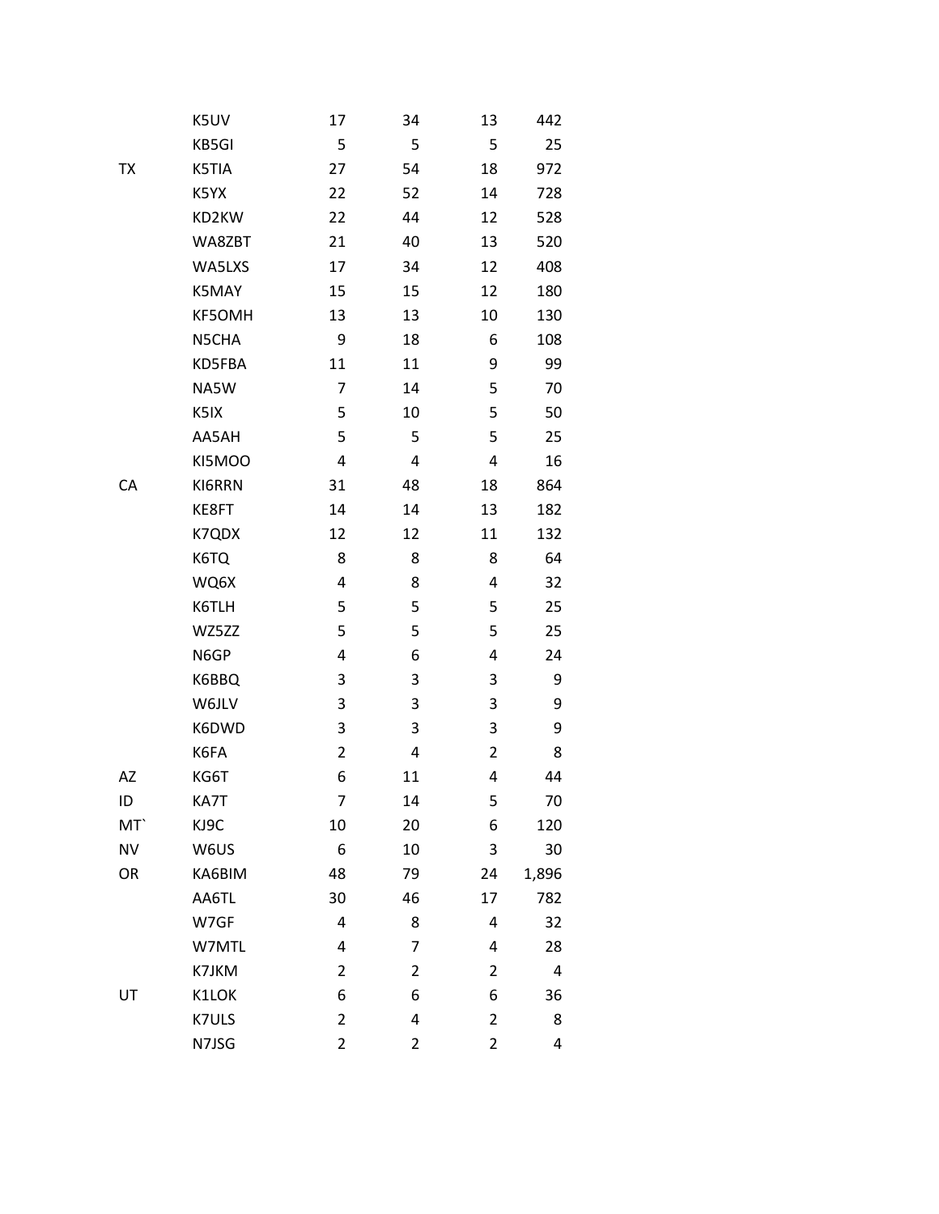| | | | | | |
|---|---|---|---|---|---|
| | K5UV | 17 | 34 | 13 | 442 |
| | KB5GI | 5 | 5 | 5 | 25 |
| TX | K5TIA | 27 | 54 | 18 | 972 |
| | K5YX | 22 | 52 | 14 | 728 |
| | KD2KW | 22 | 44 | 12 | 528 |
| | WA8ZBT | 21 | 40 | 13 | 520 |
| | WA5LXS | 17 | 34 | 12 | 408 |
| | K5MAY | 15 | 15 | 12 | 180 |
| | KF5OMH | 13 | 13 | 10 | 130 |
| | N5CHA | 9 | 18 | 6 | 108 |
| | KD5FBA | 11 | 11 | 9 | 99 |
| | NA5W | 7 | 14 | 5 | 70 |
| | K5IX | 5 | 10 | 5 | 50 |
| | AA5AH | 5 | 5 | 5 | 25 |
| | KI5MOO | 4 | 4 | 4 | 16 |
| CA | KI6RRN | 31 | 48 | 18 | 864 |
| | KE8FT | 14 | 14 | 13 | 182 |
| | K7QDX | 12 | 12 | 11 | 132 |
| | K6TQ | 8 | 8 | 8 | 64 |
| | WQ6X | 4 | 8 | 4 | 32 |
| | K6TLH | 5 | 5 | 5 | 25 |
| | WZ5ZZ | 5 | 5 | 5 | 25 |
| | N6GP | 4 | 6 | 4 | 24 |
| | K6BBQ | 3 | 3 | 3 | 9 |
| | W6JLV | 3 | 3 | 3 | 9 |
| | K6DWD | 3 | 3 | 3 | 9 |
| | K6FA | 2 | 4 | 2 | 8 |
| AZ | KG6T | 6 | 11 | 4 | 44 |
| ID | KA7T | 7 | 14 | 5 | 70 |
| MT` | KJ9C | 10 | 20 | 6 | 120 |
| NV | W6US | 6 | 10 | 3 | 30 |
| OR | KA6BIM | 48 | 79 | 24 | 1,896 |
| | AA6TL | 30 | 46 | 17 | 782 |
| | W7GF | 4 | 8 | 4 | 32 |
| | W7MTL | 4 | 7 | 4 | 28 |
| | K7JKM | 2 | 2 | 2 | 4 |
| UT | K1LOK | 6 | 6 | 6 | 36 |
| | K7ULS | 2 | 4 | 2 | 8 |
| | N7JSG | 2 | 2 | 2 | 4 |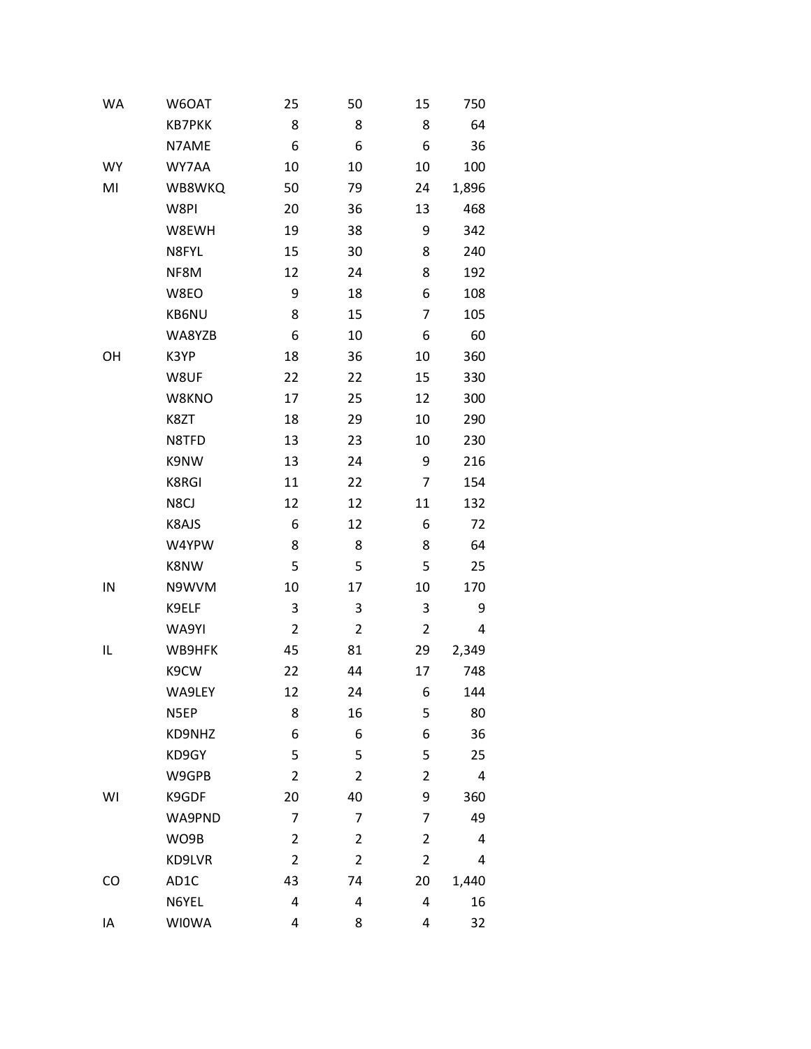| | | | | | |
|---|---|---|---|---|---|
| WA | W6OAT | 25 | 50 | 15 | 750 |
| | KB7PKK | 8 | 8 | 8 | 64 |
| | N7AME | 6 | 6 | 6 | 36 |
| WY | WY7AA | 10 | 10 | 10 | 100 |
| MI | WB8WKQ | 50 | 79 | 24 | 1,896 |
| | W8PI | 20 | 36 | 13 | 468 |
| | W8EWH | 19 | 38 | 9 | 342 |
| | N8FYL | 15 | 30 | 8 | 240 |
| | NF8M | 12 | 24 | 8 | 192 |
| | W8EO | 9 | 18 | 6 | 108 |
| | KB6NU | 8 | 15 | 7 | 105 |
| | WA8YZB | 6 | 10 | 6 | 60 |
| OH | K3YP | 18 | 36 | 10 | 360 |
| | W8UF | 22 | 22 | 15 | 330 |
| | W8KNO | 17 | 25 | 12 | 300 |
| | K8ZT | 18 | 29 | 10 | 290 |
| | N8TFD | 13 | 23 | 10 | 230 |
| | K9NW | 13 | 24 | 9 | 216 |
| | K8RGI | 11 | 22 | 7 | 154 |
| | N8CJ | 12 | 12 | 11 | 132 |
| | K8AJS | 6 | 12 | 6 | 72 |
| | W4YPW | 8 | 8 | 8 | 64 |
| | K8NW | 5 | 5 | 5 | 25 |
| IN | N9WVM | 10 | 17 | 10 | 170 |
| | K9ELF | 3 | 3 | 3 | 9 |
| | WA9YI | 2 | 2 | 2 | 4 |
| IL | WB9HFK | 45 | 81 | 29 | 2,349 |
| | K9CW | 22 | 44 | 17 | 748 |
| | WA9LEY | 12 | 24 | 6 | 144 |
| | N5EP | 8 | 16 | 5 | 80 |
| | KD9NHZ | 6 | 6 | 6 | 36 |
| | KD9GY | 5 | 5 | 5 | 25 |
| | W9GPB | 2 | 2 | 2 | 4 |
| WI | K9GDF | 20 | 40 | 9 | 360 |
| | WA9PND | 7 | 7 | 7 | 49 |
| | WO9B | 2 | 2 | 2 | 4 |
| | KD9LVR | 2 | 2 | 2 | 4 |
| CO | AD1C | 43 | 74 | 20 | 1,440 |
| | N6YEL | 4 | 4 | 4 | 16 |
| IA | WI0WA | 4 | 8 | 4 | 32 |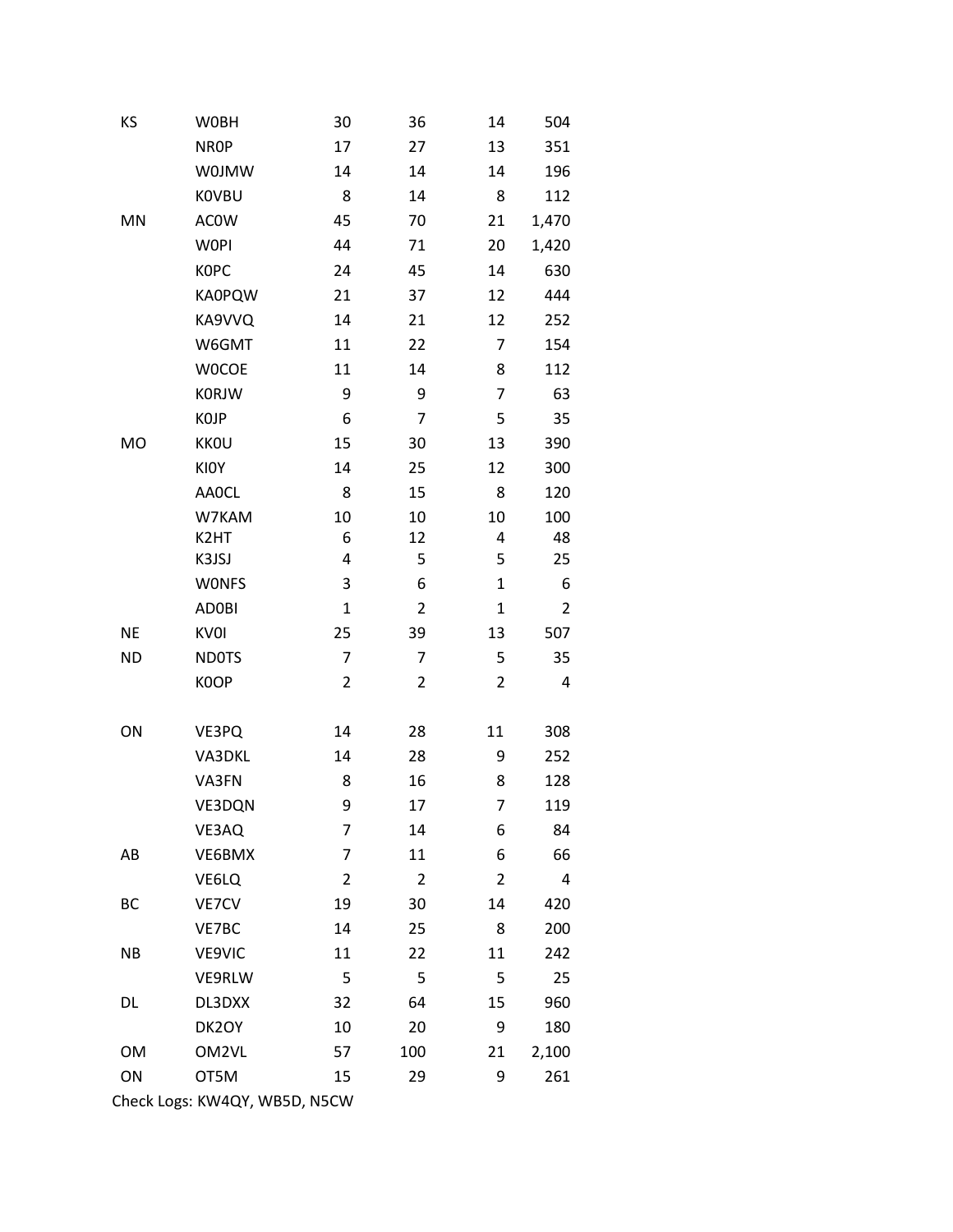| | | | | | |
|---|---|---|---|---|---|
| KS | W0BH | 30 | 36 | 14 | 504 |
| | NR0P | 17 | 27 | 13 | 351 |
| | W0JMW | 14 | 14 | 14 | 196 |
| | K0VBU | 8 | 14 | 8 | 112 |
| MN | AC0W | 45 | 70 | 21 | 1,470 |
| | W0PI | 44 | 71 | 20 | 1,420 |
| | K0PC | 24 | 45 | 14 | 630 |
| | KA0PQW | 21 | 37 | 12 | 444 |
| | KA9VVQ | 14 | 21 | 12 | 252 |
| | W6GMT | 11 | 22 | 7 | 154 |
| | W0COE | 11 | 14 | 8 | 112 |
| | K0RJW | 9 | 9 | 7 | 63 |
| | K0JP | 6 | 7 | 5 | 35 |
| MO | KK0U | 15 | 30 | 13 | 390 |
| | KI0Y | 14 | 25 | 12 | 300 |
| | AA0CL | 8 | 15 | 8 | 120 |
| | W7KAM | 10 | 10 | 10 | 100 |
| | K2HT | 6 | 12 | 4 | 48 |
| | K3JSJ | 4 | 5 | 5 | 25 |
| | W0NFS | 3 | 6 | 1 | 6 |
| | AD0BI | 1 | 2 | 1 | 2 |
| NE | KV0I | 25 | 39 | 13 | 507 |
| ND | ND0TS | 7 | 7 | 5 | 35 |
| | K0OP | 2 | 2 | 2 | 4 |
| | | | | | |
| ON | VE3PQ | 14 | 28 | 11 | 308 |
| | VA3DKL | 14 | 28 | 9 | 252 |
| | VA3FN | 8 | 16 | 8 | 128 |
| | VE3DQN | 9 | 17 | 7 | 119 |
| | VE3AQ | 7 | 14 | 6 | 84 |
| AB | VE6BMX | 7 | 11 | 6 | 66 |
| | VE6LQ | 2 | 2 | 2 | 4 |
| BC | VE7CV | 19 | 30 | 14 | 420 |
| | VE7BC | 14 | 25 | 8 | 200 |
| NB | VE9VIC | 11 | 22 | 11 | 242 |
| | VE9RLW | 5 | 5 | 5 | 25 |
| DL | DL3DXX | 32 | 64 | 15 | 960 |
| | DK2OY | 10 | 20 | 9 | 180 |
| OM | OM2VL | 57 | 100 | 21 | 2,100 |
| ON | OT5M | 15 | 29 | 9 | 261 |

Check Logs: KW4QY, WB5D, N5CW